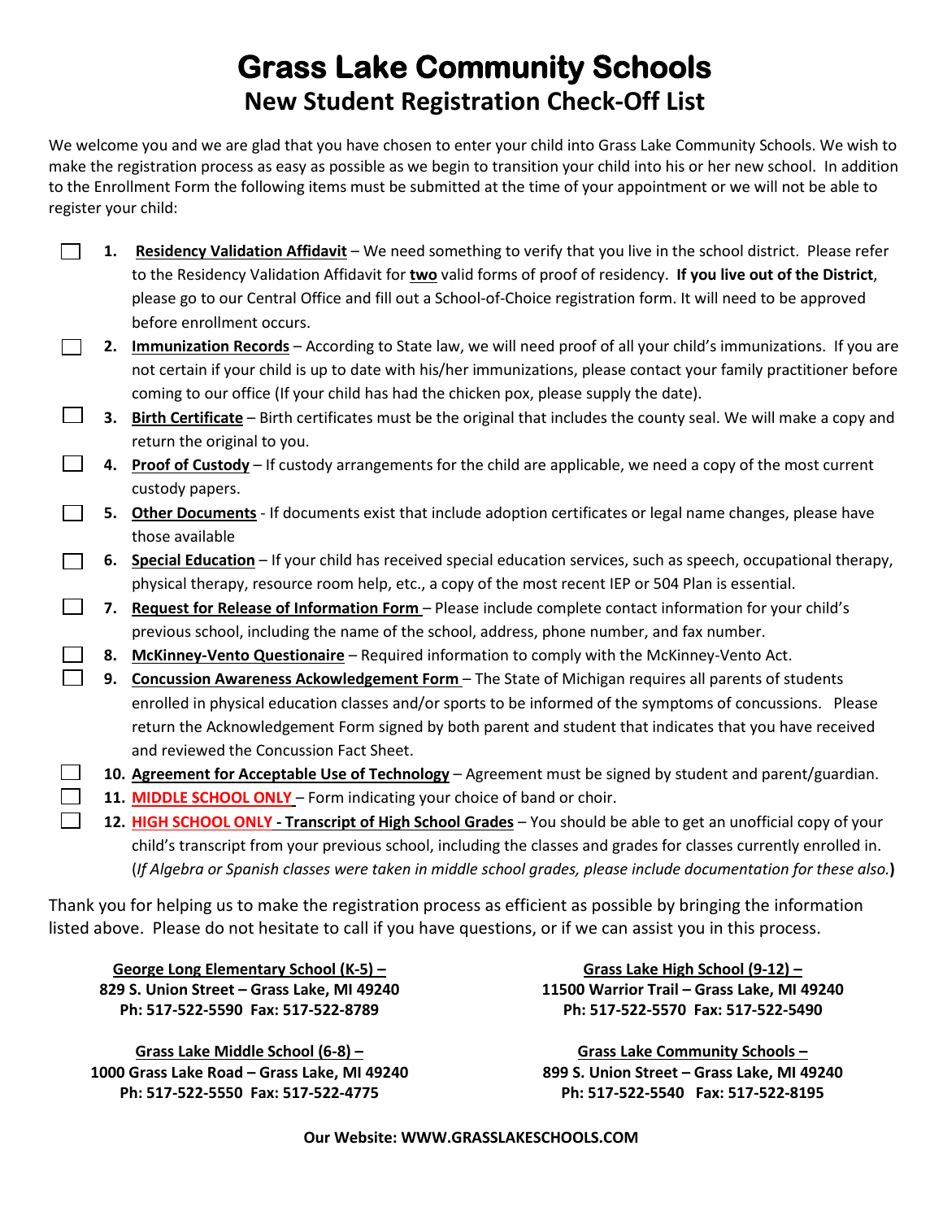# Grass Lake Community Schools

## New Student Registration Check-Off List

We welcome you and we are glad that you have chosen to enter your child into Grass Lake Community Schools. We wish to make the registration process as easy as possible as we begin to transition your child into his or her new school. In addition to the Enrollment Form the following items must be submitted at the time of your appointment or we will not be able to register your child:

- ☐ **1.** **Residency Validation Affidavit** – We need something to verify that you live in the school district. Please refer to the Residency Validation Affidavit for **two** valid forms of proof of residency. **If you live out of the District**, please go to our Central Office and fill out a School-of-Choice registration form. It will need to be approved before enrollment occurs.
- ☐ **2.** **Immunization Records** – According to State law, we will need proof of all your child's immunizations. If you are not certain if your child is up to date with his/her immunizations, please contact your family practitioner before coming to our office (If your child has had the chicken pox, please supply the date).
- ☐ **3.** **Birth Certificate** – Birth certificates must be the original that includes the county seal. We will make a copy and return the original to you.
- ☐ **4.** **Proof of Custody** – If custody arrangements for the child are applicable, we need a copy of the most current custody papers.
- ☐ **5.** **Other Documents** - If documents exist that include adoption certificates or legal name changes, please have those available
- ☐ **6.** **Special Education** – If your child has received special education services, such as speech, occupational therapy, physical therapy, resource room help, etc., a copy of the most recent IEP or 504 Plan is essential.
- ☐ **7.** **Request for Release of Information Form** – Please include complete contact information for your child's previous school, including the name of the school, address, phone number, and fax number.
- ☐ **8.** **McKinney-Vento Questionaire** – Required information to comply with the McKinney-Vento Act.
- ☐ **9.** **Concussion Awareness Ackowledgement Form** – The State of Michigan requires all parents of students enrolled in physical education classes and/or sports to be informed of the symptoms of concussions. Please return the Acknowledgement Form signed by both parent and student that indicates that you have received and reviewed the Concussion Fact Sheet.
- ☐ **10.** **Agreement for Acceptable Use of Technology** – Agreement must be signed by student and parent/guardian.
- ☐ **11.** **MIDDLE SCHOOL ONLY** – Form indicating your choice of band or choir.
- ☐ **12.** **HIGH SCHOOL ONLY - Transcript of High School Grades** – You should be able to get an unofficial copy of your child's transcript from your previous school, including the classes and grades for classes currently enrolled in. (*If Algebra or Spanish classes were taken in middle school grades, please include documentation for these also.*)

Thank you for helping us to make the registration process as efficient as possible by bringing the information listed above. Please do not hesitate to call if you have questions, or if we can assist you in this process.

**George Long Elementary School (K-5) –**
**829 S. Union Street – Grass Lake, MI 49240**
**Ph: 517-522-5590 Fax: 517-522-8789**

**Grass Lake High School (9-12) –**
**11500 Warrior Trail – Grass Lake, MI 49240**
**Ph: 517-522-5570 Fax: 517-522-5490**

**Grass Lake Middle School (6-8) –**
**1000 Grass Lake Road – Grass Lake, MI 49240**
**Ph: 517-522-5550 Fax: 517-522-4775**

**Grass Lake Community Schools –**
**899 S. Union Street – Grass Lake, MI 49240**
**Ph: 517-522-5540 Fax: 517-522-8195**

**Our Website: WWW.GRASSLAKESCHOOLS.COM**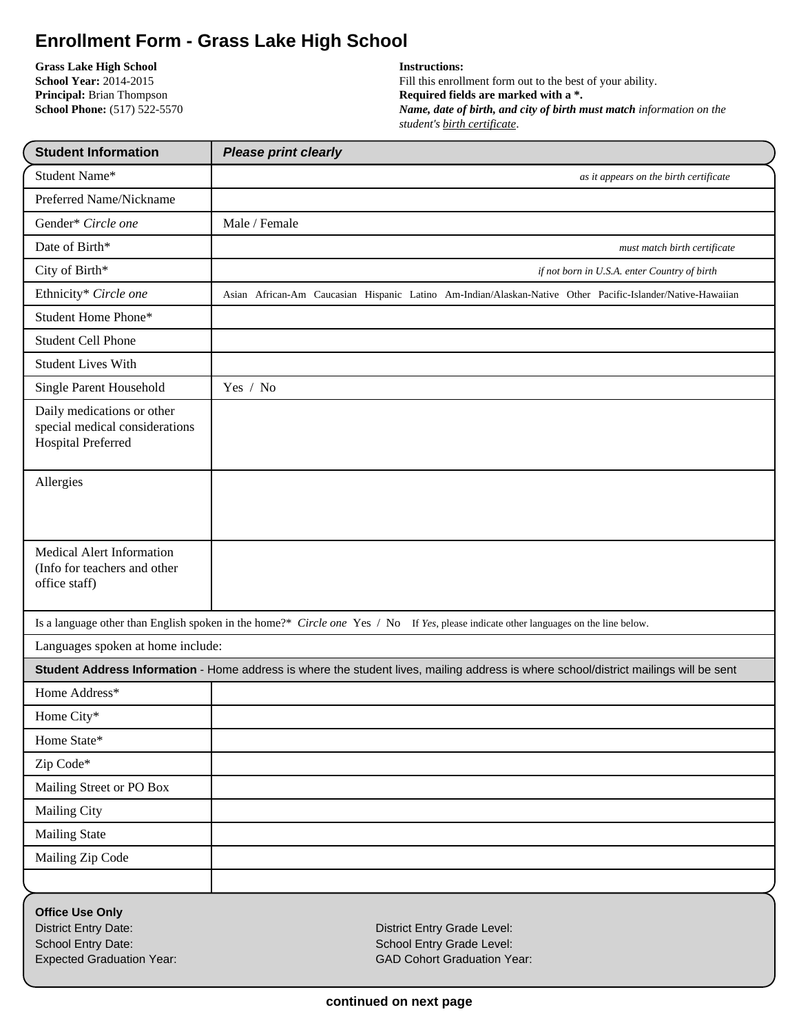# Enrollment Form - Grass Lake High School

**Grass Lake High School**
**School Year:** 2014-2015
**Principal:** Brian Thompson
**School Phone:** (517) 522-5570

**Instructions:**
Fill this enrollment form out to the best of your ability.
**Required fields are marked with a *.**
***Name, date of birth, and city of birth must match*** *information on the student's birth certificate.*

| Student Information | *Please print clearly* |
|---|---|
| Student Name* | *as it appears on the birth certificate* |
| Preferred Name/Nickname | |
| Gender* *Circle one* | Male / Female |
| Date of Birth* | *must match birth certificate* |
| City of Birth* | *if not born in U.S.A. enter Country of birth* |
| Ethnicity* *Circle one* | Asian African-Am Caucasian Hispanic Latino Am-Indian/Alaskan-Native Other Pacific-Islander/Native-Hawaiian |
| Student Home Phone* | |
| Student Cell Phone | |
| Student Lives With | |
| Single Parent Household | Yes / No |
| Daily medications or other special medical considerations Hospital Preferred | |
| Allergies | |
| Medical Alert Information (Info for teachers and other office staff) | |

Is a language other than English spoken in the home?* *Circle one* Yes / No If *Yes*, please indicate other languages on the line below.

Languages spoken at home include:

| **Student Address Information** - Home address is where the student lives, mailing address is where school/district mailings will be sent | |
|---|---|
| Home Address* | |
| Home City* | |
| Home State* | |
| Zip Code* | |
| Mailing Street or PO Box | |
| Mailing City | |
| Mailing State | |
| Mailing Zip Code | |
| | |

**Office Use Only**

District Entry Date:
School Entry Date:
Expected Graduation Year:

District Entry Grade Level:
School Entry Grade Level:
GAD Cohort Graduation Year:

**continued on next page**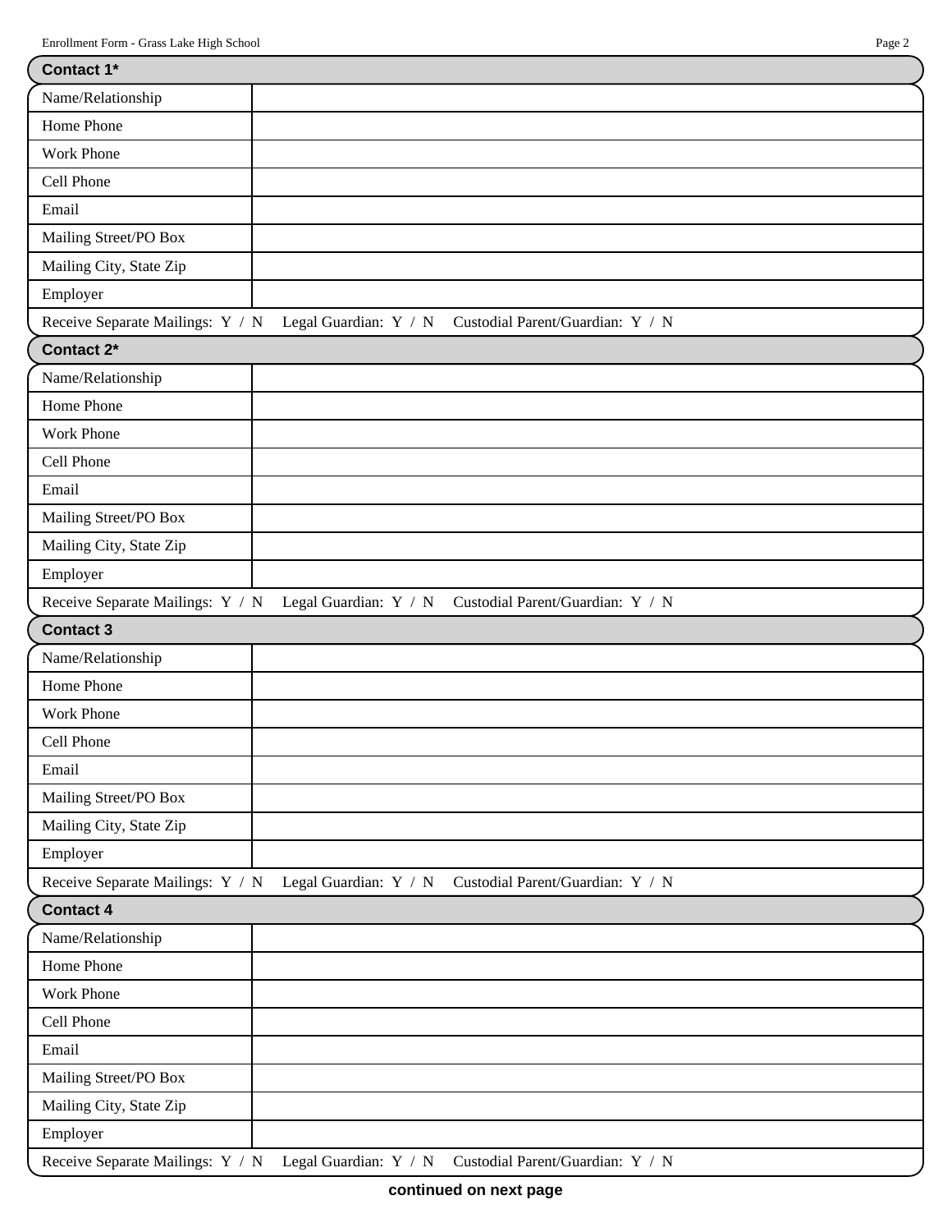## Contact 1*

| Name/Relationship | |
|---|---|
| Home Phone | |
| Work Phone | |
| Cell Phone | |
| Email | |
| Mailing Street/PO Box | |
| Mailing City, State Zip | |
| Employer | |

Receive Separate Mailings: Y / N Legal Guardian: Y / N Custodial Parent/Guardian: Y / N

## Contact 2*

| Name/Relationship | |
|---|---|
| Home Phone | |
| Work Phone | |
| Cell Phone | |
| Email | |
| Mailing Street/PO Box | |
| Mailing City, State Zip | |
| Employer | |

Receive Separate Mailings: Y / N Legal Guardian: Y / N Custodial Parent/Guardian: Y / N

## Contact 3

| Name/Relationship | |
|---|---|
| Home Phone | |
| Work Phone | |
| Cell Phone | |
| Email | |
| Mailing Street/PO Box | |
| Mailing City, State Zip | |
| Employer | |

Receive Separate Mailings: Y / N Legal Guardian: Y / N Custodial Parent/Guardian: Y / N

## Contact 4

| Name/Relationship | |
|---|---|
| Home Phone | |
| Work Phone | |
| Cell Phone | |
| Email | |
| Mailing Street/PO Box | |
| Mailing City, State Zip | |
| Employer | |

Receive Separate Mailings: Y / N Legal Guardian: Y / N Custodial Parent/Guardian: Y / N

**continued on next page**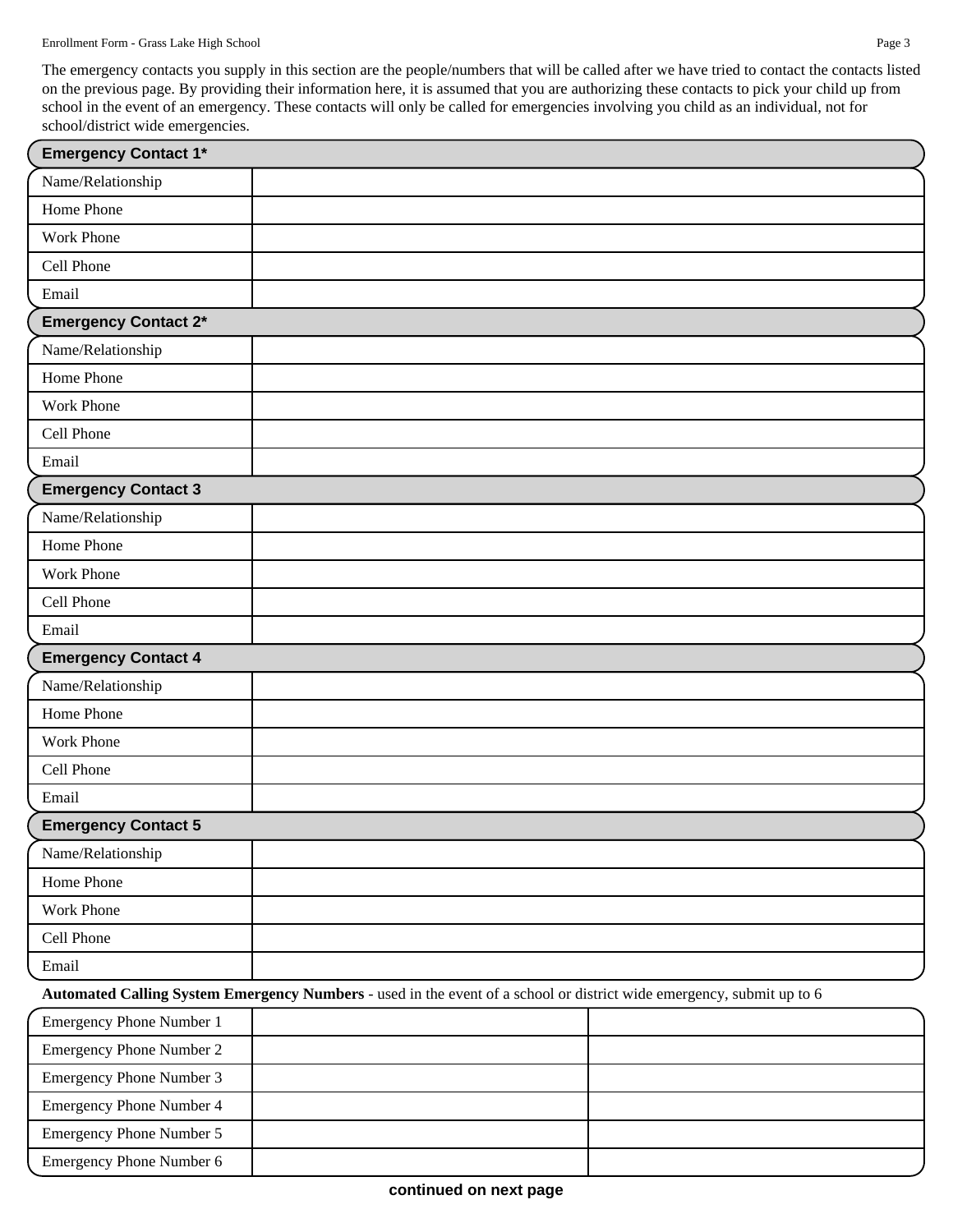The emergency contacts you supply in this section are the people/numbers that will be called after we have tried to contact the contacts listed on the previous page. By providing their information here, it is assumed that you are authorizing these contacts to pick your child up from school in the event of an emergency. These contacts will only be called for emergencies involving you child as an individual, not for school/district wide emergencies.

| **Emergency Contact 1*** | |
|---|---|
| Name/Relationship | |
| Home Phone | |
| Work Phone | |
| Cell Phone | |
| Email | |

| **Emergency Contact 2*** | |
|---|---|
| Name/Relationship | |
| Home Phone | |
| Work Phone | |
| Cell Phone | |
| Email | |

| **Emergency Contact 3** | |
|---|---|
| Name/Relationship | |
| Home Phone | |
| Work Phone | |
| Cell Phone | |
| Email | |

| **Emergency Contact 4** | |
|---|---|
| Name/Relationship | |
| Home Phone | |
| Work Phone | |
| Cell Phone | |
| Email | |

| **Emergency Contact 5** | |
|---|---|
| Name/Relationship | |
| Home Phone | |
| Work Phone | |
| Cell Phone | |
| Email | |

**Automated Calling System Emergency Numbers** - used in the event of a school or district wide emergency, submit up to 6

| | | |
|---|---|---|
| Emergency Phone Number 1 | | |
| Emergency Phone Number 2 | | |
| Emergency Phone Number 3 | | |
| Emergency Phone Number 4 | | |
| Emergency Phone Number 5 | | |
| Emergency Phone Number 6 | | |

**continued on next page**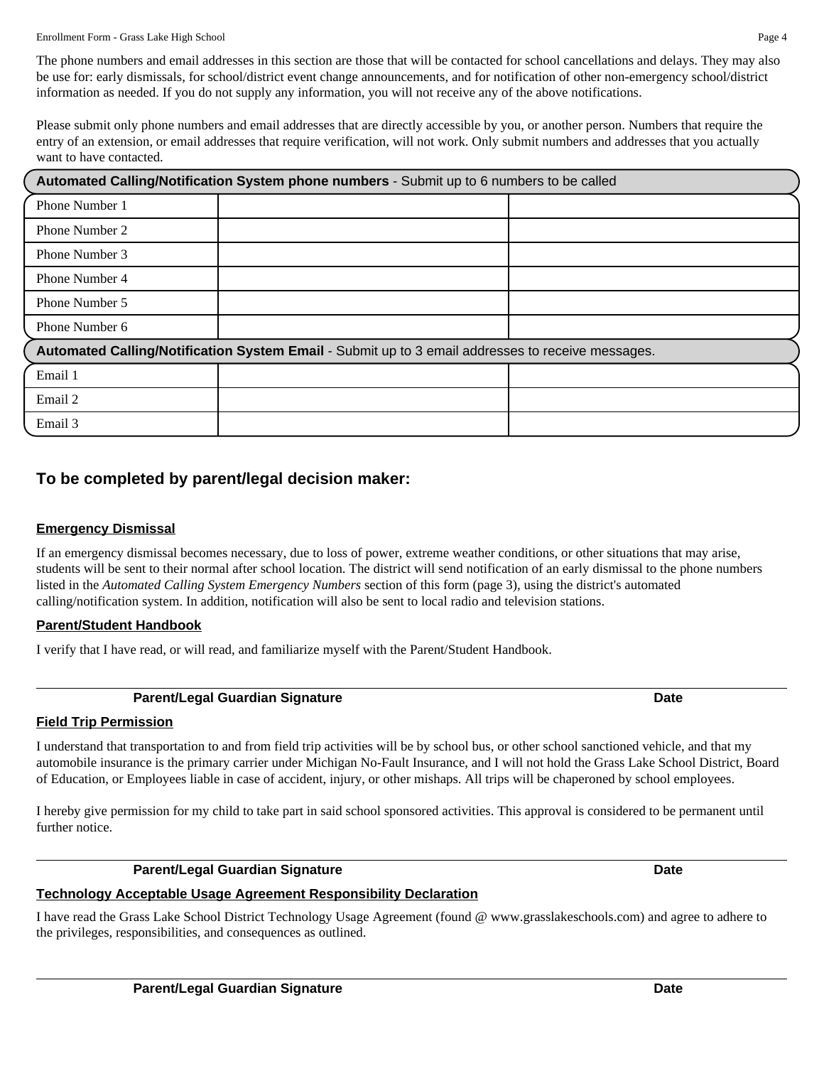The phone numbers and email addresses in this section are those that will be contacted for school cancellations and delays. They may also be use for: early dismissals, for school/district event change announcements, and for notification of other non-emergency school/district information as needed. If you do not supply any information, you will not receive any of the above notifications.

Please submit only phone numbers and email addresses that are directly accessible by you, or another person. Numbers that require the entry of an extension, or email addresses that require verification, will not work. Only submit numbers and addresses that you actually want to have contacted.

| **Automated Calling/Notification System phone numbers** - Submit up to 6 numbers to be called | | |
|---|---|---|
| Phone Number 1 | | |
| Phone Number 2 | | |
| Phone Number 3 | | |
| Phone Number 4 | | |
| Phone Number 5 | | |
| Phone Number 6 | | |

| **Automated Calling/Notification System Email** - Submit up to 3 email addresses to receive messages. | | |
|---|---|---|
| Email 1 | | |
| Email 2 | | |
| Email 3 | | |

## To be completed by parent/legal decision maker:

**Emergency Dismissal**

If an emergency dismissal becomes necessary, due to loss of power, extreme weather conditions, or other situations that may arise, students will be sent to their normal after school location. The district will send notification of an early dismissal to the phone numbers listed in the *Automated Calling System Emergency Numbers* section of this form (page 3), using the district's automated calling/notification system. In addition, notification will also be sent to local radio and television stations.

**Parent/Student Handbook**

I verify that I have read, or will read, and familiarize myself with the Parent/Student Handbook.

______________________________________________________________________

**Parent/Legal Guardian Signature** **Date**

**Field Trip Permission**

I understand that transportation to and from field trip activities will be by school bus, or other school sanctioned vehicle, and that my automobile insurance is the primary carrier under Michigan No-Fault Insurance, and I will not hold the Grass Lake School District, Board of Education, or Employees liable in case of accident, injury, or other mishaps. All trips will be chaperoned by school employees.

I hereby give permission for my child to take part in said school sponsored activities. This approval is considered to be permanent until further notice.

______________________________________________________________________

**Parent/Legal Guardian Signature** **Date**

**Technology Acceptable Usage Agreement Responsibility Declaration**

I have read the Grass Lake School District Technology Usage Agreement (found @ www.grasslakeschools.com) and agree to adhere to the privileges, responsibilities, and consequences as outlined.

______________________________________________________________________

**Parent/Legal Guardian Signature** **Date**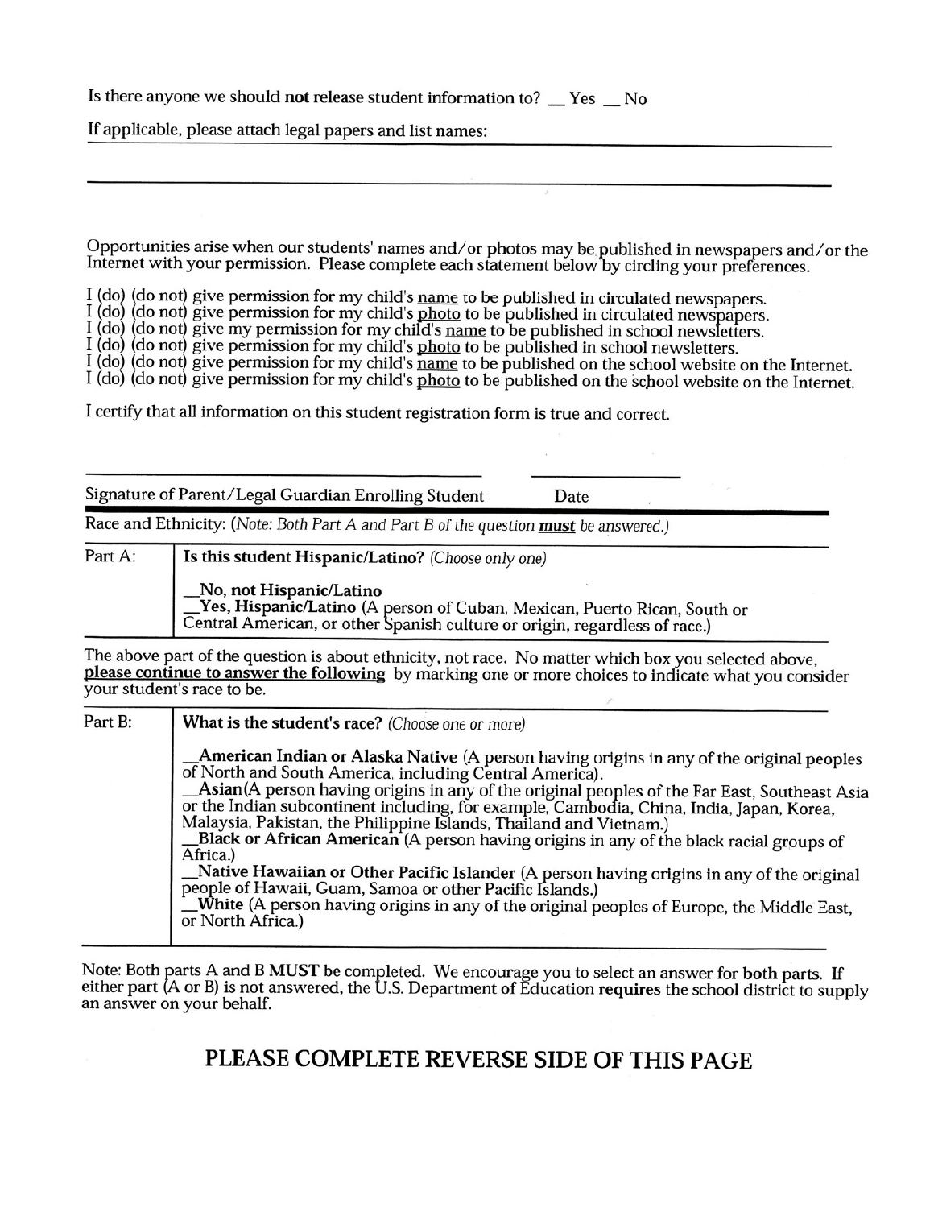Is there anyone we should **not** release student information to? __ Yes __ No

If applicable, please attach legal papers and list names:

______________________________________________________________________

______________________________________________________________________

Opportunities arise when our students' names and/or photos may be published in newspapers and/or the Internet with your permission. Please complete each statement below by circling your preferences.

I (do) (do not) give permission for my child's name to be published in circulated newspapers.
I (do) (do not) give permission for my child's photo to be published in circulated newspapers.
I (do) (do not) give my permission for my child's name to be published in school newsletters.
I (do) (do not) give permission for my child's photo to be published in school newsletters.
I (do) (do not) give permission for my child's name to be published on the school website on the Internet.
I (do) (do not) give permission for my child's photo to be published on the school website on the Internet.

I certify that all information on this student registration form is true and correct.

_______________________________________________ ____________________

Signature of Parent/Legal Guardian Enrolling Student Date

Race and Ethnicity: (*Note: Both Part A and Part B of the question **must** be answered.*)

| | |
|---|---|
| Part A: | **Is this student Hispanic/Latino?** *(Choose only one)*<br><br>__**No, not Hispanic/Latino**<br>__**Yes, Hispanic/Latino** (A person of Cuban, Mexican, Puerto Rican, South or Central American, or other Spanish culture or origin, regardless of race.) |

The above part of the question is about ethnicity, not race. No matter which box you selected above, **please continue to answer the following** by marking one or more choices to indicate what you consider your student's race to be.

| | |
|---|---|
| Part B: | **What is the student's race?** *(Choose one or more)*<br><br>__**American Indian or Alaska Native** (A person having origins in any of the original peoples of North and South America, including Central America).<br>__**Asian** (A person having origins in any of the original peoples of the Far East, Southeast Asia or the Indian subcontinent including, for example, Cambodia, China, India, Japan, Korea, Malaysia, Pakistan, the Philippine Islands, Thailand and Vietnam.)<br>__**Black or African American** (A person having origins in any of the black racial groups of Africa.)<br>__**Native Hawaiian or Other Pacific Islander** (A person having origins in any of the original people of Hawaii, Guam, Samoa or other Pacific Islands.)<br>__**White** (A person having origins in any of the original peoples of Europe, the Middle East, or North Africa.) |

Note: Both parts A and B **MUST** be completed. We encourage you to select an answer for **both** parts. If either part (A or B) is not answered, the U.S. Department of Education **requires** the school district to supply an answer on your behalf.

## PLEASE COMPLETE REVERSE SIDE OF THIS PAGE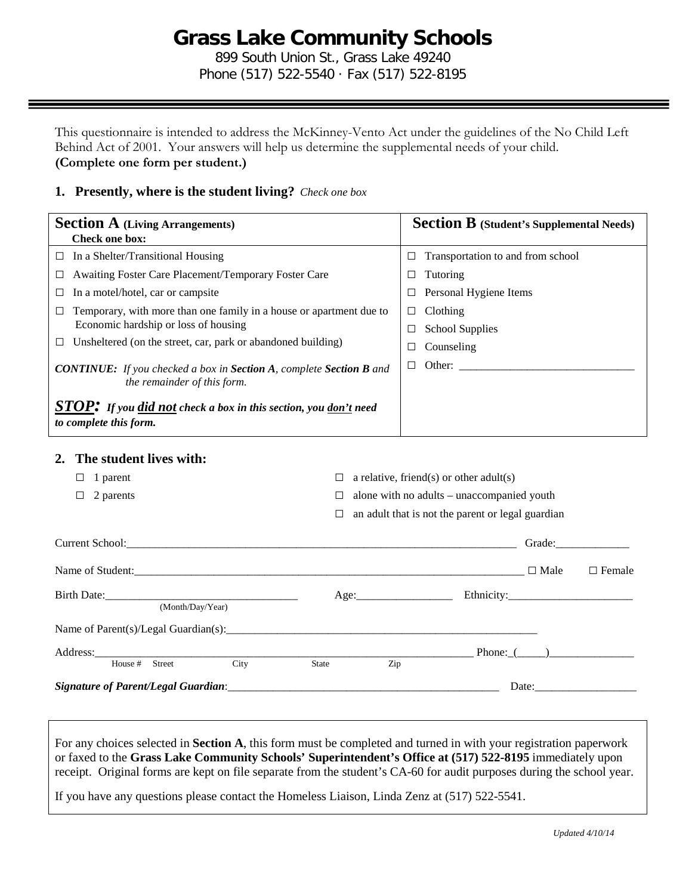# Grass Lake Community Schools

899 South Union St., Grass Lake 49240
Phone (517) 522-5540 · Fax (517) 522-8195

This questionnaire is intended to address the McKinney-Vento Act under the guidelines of the No Child Left Behind Act of 2001. Your answers will help us determine the supplemental needs of your child.
**(Complete one form per student.)**

**1. Presently, where is the student living?** *Check one box*

| **Section A** (Living Arrangements) Check one box: | **Section B** (Student's Supplemental Needs) |
|---|---|
| ☐ In a Shelter/Transitional Housing | ☐ Transportation to and from school |
| ☐ Awaiting Foster Care Placement/Temporary Foster Care | ☐ Tutoring |
| ☐ In a motel/hotel, car or campsite | ☐ Personal Hygiene Items |
| ☐ Temporary, with more than one family in a house or apartment due to Economic hardship or loss of housing | ☐ Clothing |
| | ☐ School Supplies |
| ☐ Unsheltered (on the street, car, park or abandoned building) | ☐ Counseling |
| ***CONTINUE:*** *If you checked a box in **Section A**, complete **Section B** and the remainder of this form.* | ☐ Other: _______________________________ |
| ***STOP:*** ***If you did not check a box in this section, you don't need to complete this form.*** | |

**2. The student lives with:**

- ☐ 1 parent
- ☐ 2 parents
- ☐ a relative, friend(s) or other adult(s)
- ☐ alone with no adults – unaccompanied youth
- ☐ an adult that is not the parent or legal guardian

Current School:_______________________________________________________________________ Grade:_____________

Name of Student:_______________________________________________________________________ ☐ Male ☐ Female

Birth Date:_________________________________ Age:_________________ Ethnicity:______________________
(Month/Day/Year)

Name of Parent(s)/Legal Guardian(s):_________________________________________________________

Address:______________________________________________________________________ Phone:_(_____)_______________
House # Street City State Zip

***Signature of Parent/Legal Guardian***:_________________________________________________ Date:__________________

For any choices selected in **Section A**, this form must be completed and turned in with your registration paperwork or faxed to the **Grass Lake Community Schools' Superintendent's Office at (517) 522-8195** immediately upon receipt. Original forms are kept on file separate from the student's CA-60 for audit purposes during the school year.

If you have any questions please contact the Homeless Liaison, Linda Zenz at (517) 522-5541.

*Updated 4/10/14*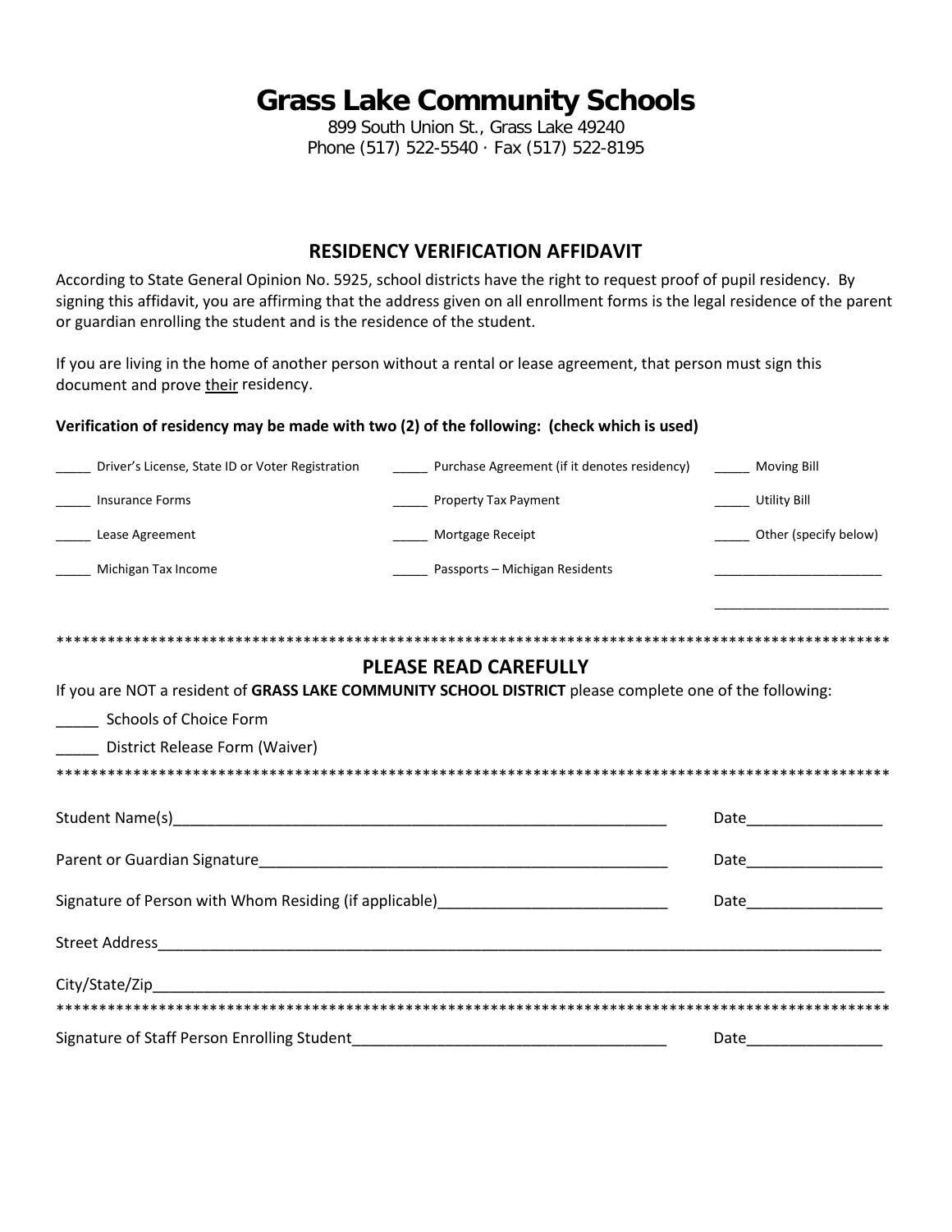# Grass Lake Community Schools

899 South Union St., Grass Lake 49240
Phone (517) 522-5540 · Fax (517) 522-8195

## RESIDENCY VERIFICATION AFFIDAVIT

According to State General Opinion No. 5925, school districts have the right to request proof of pupil residency. By signing this affidavit, you are affirming that the address given on all enrollment forms is the legal residence of the parent or guardian enrolling the student and is the residence of the student.

If you are living in the home of another person without a rental or lease agreement, that person must sign this document and prove <u>their</u> residency.

**Verification of residency may be made with two (2) of the following: (check which is used)**

_____ Driver's License, State ID or Voter Registration

_____ Insurance Forms

_____ Lease Agreement

_____ Michigan Tax Income

_____ Purchase Agreement (if it denotes residency)

_____ Property Tax Payment

_____ Mortgage Receipt

_____ Passports – Michigan Residents

_____ Moving Bill

_____ Utility Bill

_____ Other (specify below)

_______________________

_______________________

****************************************************************************************************

## PLEASE READ CAREFULLY

If you are NOT a resident of **GRASS LAKE COMMUNITY SCHOOL DISTRICT** please complete one of the following:

_____ Schools of Choice Form

_____ District Release Form (Waiver)

****************************************************************************************************

Student Name(s)____________________________________________________________ Date________________

Parent or Guardian Signature__________________________________________________ Date________________

Signature of Person with Whom Residing (if applicable)___________________________ Date________________

Street Address_________________________________________________________________________________

City/State/Zip_________________________________________________________________________________

****************************************************************************************************

Signature of Staff Person Enrolling Student____________________________________ Date________________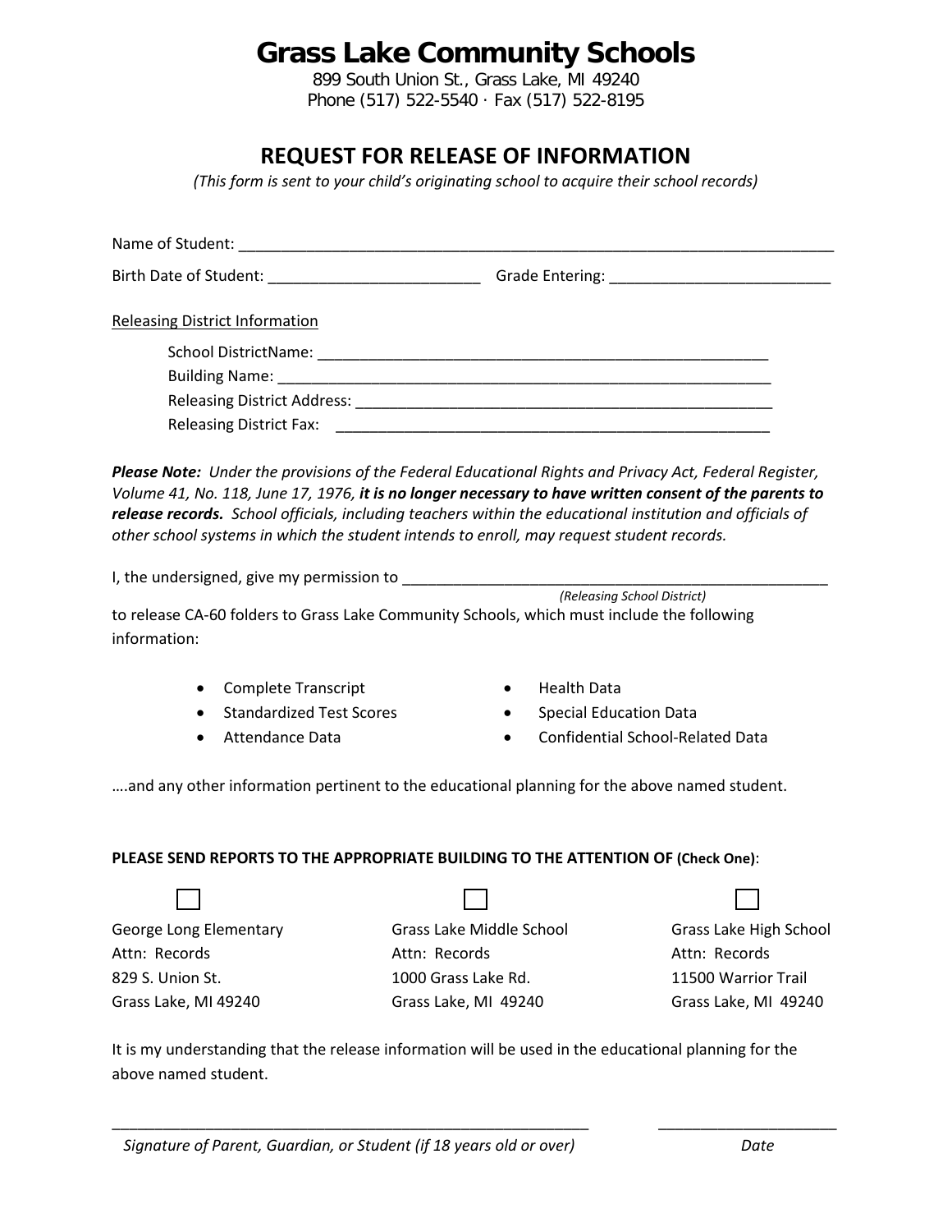# Grass Lake Community Schools

899 South Union St., Grass Lake, MI 49240
Phone (517) 522-5540 · Fax (517) 522-8195

## REQUEST FOR RELEASE OF INFORMATION

*(This form is sent to your child's originating school to acquire their school records)*

Name of Student: ___________________________________________________________________________

Birth Date of Student: _________________________ Grade Entering: _________________________

Releasing District Information

School DistrictName: _______________________________________________________
Building Name: ___________________________________________________________
Releasing District Address: __________________________________________________
Releasing District Fax: ____________________________________________________

***Please Note:** Under the provisions of the Federal Educational Rights and Privacy Act, Federal Register, Volume 41, No. 118, June 17, 1976, **it is no longer necessary to have written consent of the parents to release records.** School officials, including teachers within the educational institution and officials of other school systems in which the student intends to enroll, may request student records.*

I, the undersigned, give my permission to ____________________________________________________
*(Releasing School District)*
to release CA-60 folders to Grass Lake Community Schools, which must include the following information:

- Complete Transcript
- Standardized Test Scores
- Attendance Data
- Health Data
- Special Education Data
- Confidential School-Related Data

….and any other information pertinent to the educational planning for the above named student.

**PLEASE SEND REPORTS TO THE APPROPRIATE BUILDING TO THE ATTENTION OF (Check One)**:

☐ George Long Elementary
Attn: Records
829 S. Union St.
Grass Lake, MI 49240

☐ Grass Lake Middle School
Attn: Records
1000 Grass Lake Rd.
Grass Lake, MI 49240

☐ Grass Lake High School
Attn: Records
11500 Warrior Trail
Grass Lake, MI 49240

It is my understanding that the release information will be used in the educational planning for the above named student.

_______________________________________________________ _____________________
*Signature of Parent, Guardian, or Student (if 18 years old or over)* *Date*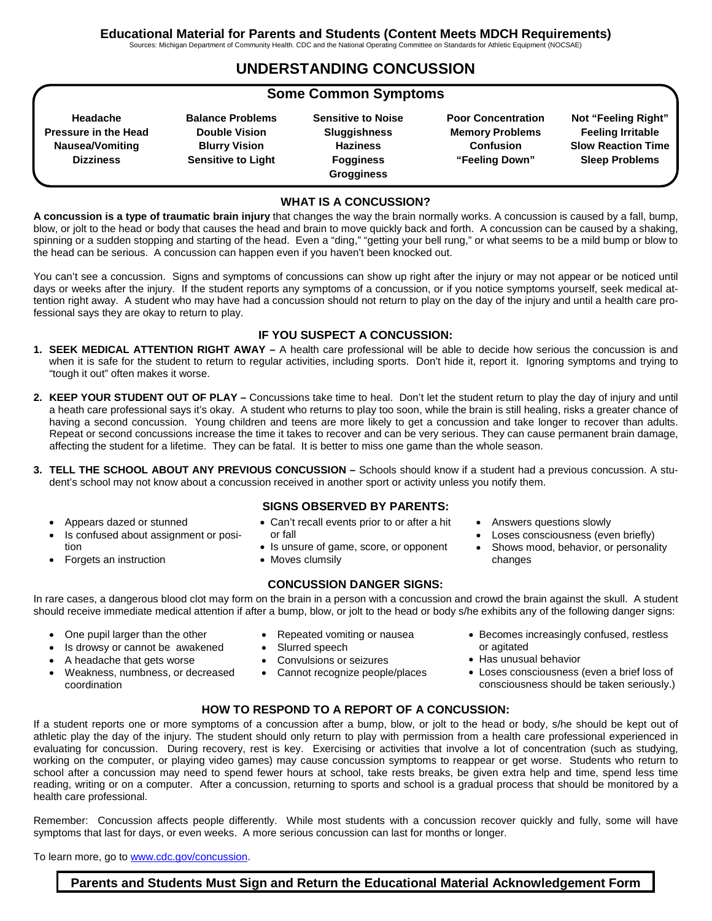**Educational Material for Parents and Students (Content Meets MDCH Requirements)**

Sources: Michigan Department of Community Health. CDC and the National Operating Committee on Standards for Athletic Equipment (NOCSAE)

# UNDERSTANDING CONCUSSION

## Some Common Symptoms

| | | | | |
|---|---|---|---|---|
| **Headache** | **Balance Problems** | **Sensitive to Noise** | **Poor Concentration** | **Not "Feeling Right"** |
| **Pressure in the Head** | **Double Vision** | **Sluggishness** | **Memory Problems** | **Feeling Irritable** |
| **Nausea/Vomiting** | **Blurry Vision** | **Haziness** | **Confusion** | **Slow Reaction Time** |
| **Dizziness** | **Sensitive to Light** | **Fogginess** | **"Feeling Down"** | **Sleep Problems** |
| | | **Grogginess** | | |

## WHAT IS A CONCUSSION?

**A concussion is a type of traumatic brain injury** that changes the way the brain normally works. A concussion is caused by a fall, bump, blow, or jolt to the head or body that causes the head and brain to move quickly back and forth. A concussion can be caused by a shaking, spinning or a sudden stopping and starting of the head. Even a "ding," "getting your bell rung," or what seems to be a mild bump or blow to the head can be serious. A concussion can happen even if you haven't been knocked out.

You can't see a concussion. Signs and symptoms of concussions can show up right after the injury or may not appear or be noticed until days or weeks after the injury. If the student reports any symptoms of a concussion, or if you notice symptoms yourself, seek medical attention right away. A student who may have had a concussion should not return to play on the day of the injury and until a health care professional says they are okay to return to play.

## IF YOU SUSPECT A CONCUSSION:

1. **SEEK MEDICAL ATTENTION RIGHT AWAY –** A health care professional will be able to decide how serious the concussion is and when it is safe for the student to return to regular activities, including sports. Don't hide it, report it. Ignoring symptoms and trying to "tough it out" often makes it worse.
2. **KEEP YOUR STUDENT OUT OF PLAY –** Concussions take time to heal. Don't let the student return to play the day of injury and until a heath care professional says it's okay. A student who returns to play too soon, while the brain is still healing, risks a greater chance of having a second concussion. Young children and teens are more likely to get a concussion and take longer to recover than adults. Repeat or second concussions increase the time it takes to recover and can be very serious. They can cause permanent brain damage, affecting the student for a lifetime. They can be fatal. It is better to miss one game than the whole season.
3. **TELL THE SCHOOL ABOUT ANY PREVIOUS CONCUSSION –** Schools should know if a student had a previous concussion. A student's school may not know about a concussion received in another sport or activity unless you notify them.

## SIGNS OBSERVED BY PARENTS:

- Appears dazed or stunned
- Is confused about assignment or position
- Forgets an instruction
- Can't recall events prior to or after a hit or fall
- Is unsure of game, score, or opponent
- Moves clumsily
- Answers questions slowly
- Loses consciousness (even briefly)
- Shows mood, behavior, or personality changes

## CONCUSSION DANGER SIGNS:

In rare cases, a dangerous blood clot may form on the brain in a person with a concussion and crowd the brain against the skull. A student should receive immediate medical attention if after a bump, blow, or jolt to the head or body s/he exhibits any of the following danger signs:

- One pupil larger than the other
- Is drowsy or cannot be awakened
- A headache that gets worse
- Weakness, numbness, or decreased coordination
- Repeated vomiting or nausea
- Slurred speech
- Convulsions or seizures
- Cannot recognize people/places
- Becomes increasingly confused, restless or agitated
- Has unusual behavior
- Loses consciousness (even a brief loss of consciousness should be taken seriously.)

## HOW TO RESPOND TO A REPORT OF A CONCUSSION:

If a student reports one or more symptoms of a concussion after a bump, blow, or jolt to the head or body, s/he should be kept out of athletic play the day of the injury. The student should only return to play with permission from a health care professional experienced in evaluating for concussion. During recovery, rest is key. Exercising or activities that involve a lot of concentration (such as studying, working on the computer, or playing video games) may cause concussion symptoms to reappear or get worse. Students who return to school after a concussion may need to spend fewer hours at school, take rests breaks, be given extra help and time, spend less time reading, writing or on a computer. After a concussion, returning to sports and school is a gradual process that should be monitored by a health care professional.

Remember: Concussion affects people differently. While most students with a concussion recover quickly and fully, some will have symptoms that last for days, or even weeks. A more serious concussion can last for months or longer.

To learn more, go to [www.cdc.gov/concussion](www.cdc.gov/concussion).

**Parents and Students Must Sign and Return the Educational Material Acknowledgement Form**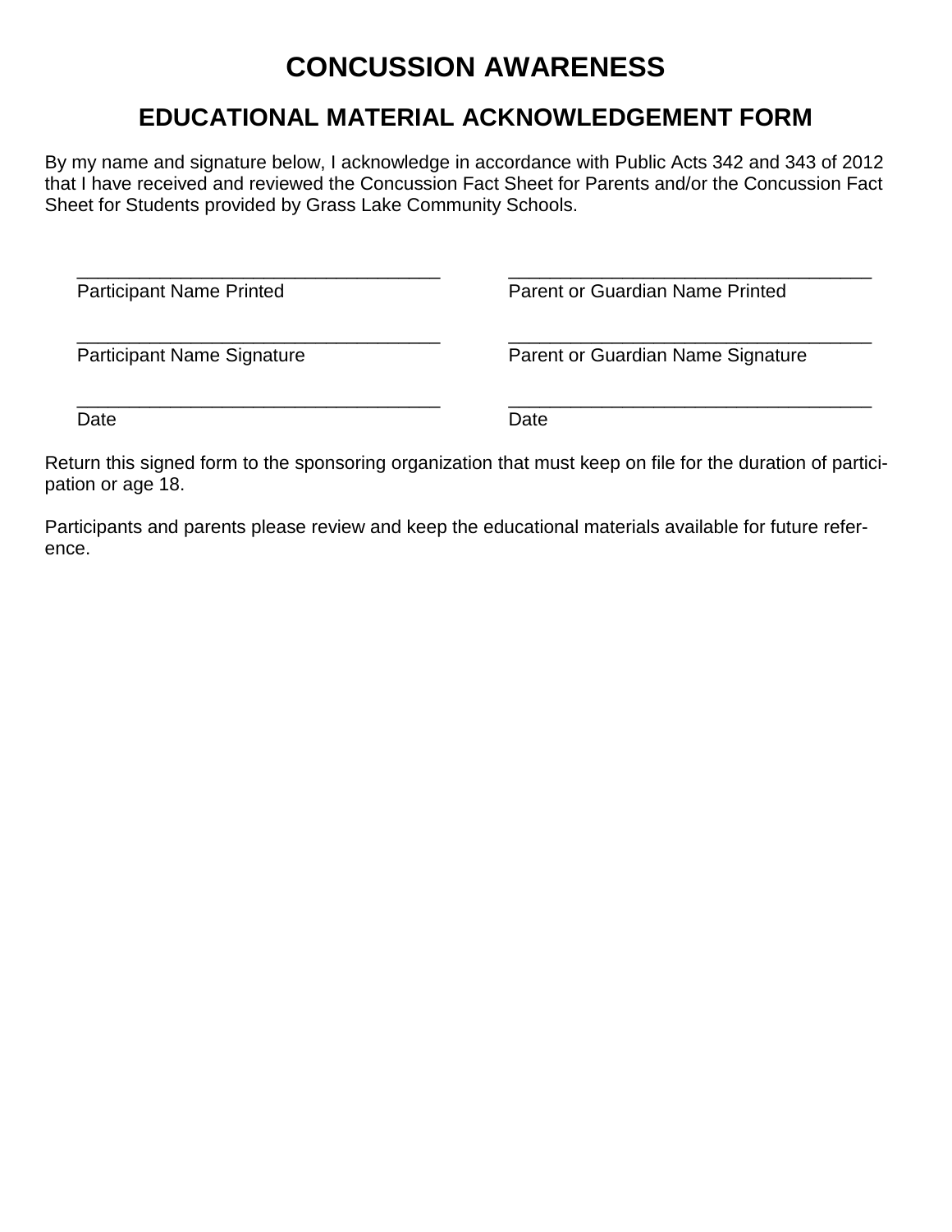# CONCUSSION AWARENESS

## EDUCATIONAL MATERIAL ACKNOWLEDGEMENT FORM

By my name and signature below, I acknowledge in accordance with Public Acts 342 and 343 of 2012 that I have received and reviewed the Concussion Fact Sheet for Parents and/or the Concussion Fact Sheet for Students provided by Grass Lake Community Schools.

| | |
|---|---|
| ___________________________________ | ___________________________________ |
| Participant Name Printed | Parent or Guardian Name Printed |
| ___________________________________ | ___________________________________ |
| Participant Name Signature | Parent or Guardian Name Signature |
| ___________________________________ | ___________________________________ |
| Date | Date |

Return this signed form to the sponsoring organization that must keep on file for the duration of participation or age 18.

Participants and parents please review and keep the educational materials available for future reference.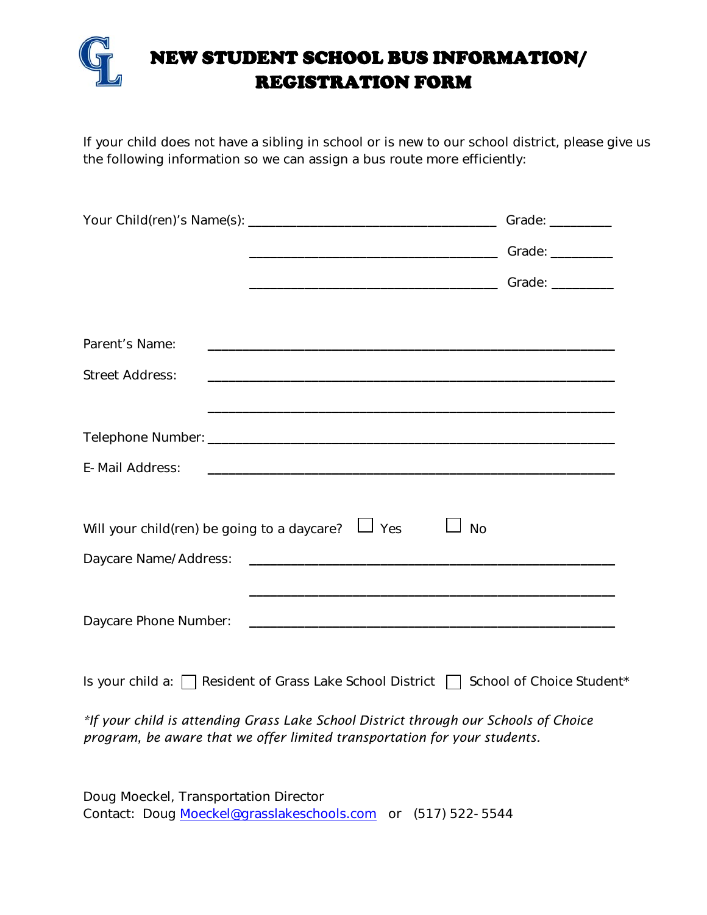# NEW STUDENT SCHOOL BUS INFORMATION/ REGISTRATION FORM

If your child does not have a sibling in school or is new to our school district, please give us the following information so we can assign a bus route more efficiently:

Your Child(ren)'s Name(s): ______________________________ Grade: ________

______________________________ Grade: ________

______________________________ Grade: ________

Parent's Name: ______________________________________________

Street Address: ______________________________________________

______________________________________________

Telephone Number: ______________________________________________

E-Mail Address: ______________________________________________

Will your child(ren) be going to a daycare? ☐ Yes ☐ No

Daycare Name/Address: ______________________________________________

______________________________________________

Daycare Phone Number: ______________________________________________

Is your child a: ☐ Resident of Grass Lake School District ☐ School of Choice Student*

*\*If your child is attending Grass Lake School District through our Schools of Choice program, be aware that we offer limited transportation for your students.*

Doug Moeckel, Transportation Director
Contact: Doug Moeckel@grasslakeschools.com or (517) 522-5544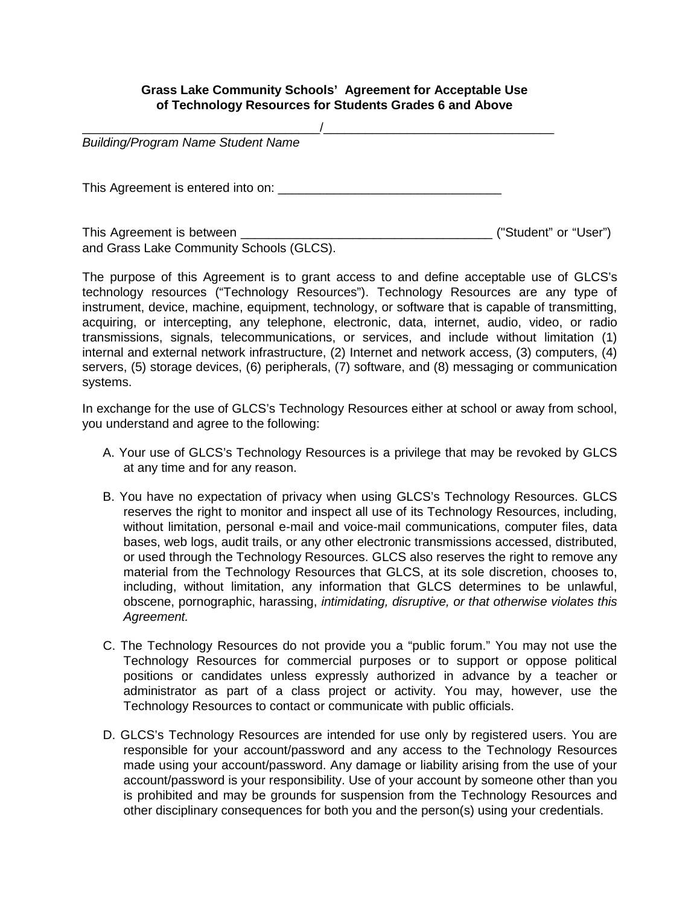**Grass Lake Community Schools' Agreement for Acceptable Use of Technology Resources for Students Grades 6 and Above**

_________________________________/_________________________________

*Building/Program Name Student Name*

This Agreement is entered into on: _________________________________

This Agreement is between ___________________________________ ("Student" or "User") and Grass Lake Community Schools (GLCS).

The purpose of this Agreement is to grant access to and define acceptable use of GLCS's technology resources ("Technology Resources"). Technology Resources are any type of instrument, device, machine, equipment, technology, or software that is capable of transmitting, acquiring, or intercepting, any telephone, electronic, data, internet, audio, video, or radio transmissions, signals, telecommunications, or services, and include without limitation (1) internal and external network infrastructure, (2) Internet and network access, (3) computers, (4) servers, (5) storage devices, (6) peripherals, (7) software, and (8) messaging or communication systems.

In exchange for the use of GLCS's Technology Resources either at school or away from school, you understand and agree to the following:

A. Your use of GLCS's Technology Resources is a privilege that may be revoked by GLCS at any time and for any reason.

B. You have no expectation of privacy when using GLCS's Technology Resources. GLCS reserves the right to monitor and inspect all use of its Technology Resources, including, without limitation, personal e-mail and voice-mail communications, computer files, data bases, web logs, audit trails, or any other electronic transmissions accessed, distributed, or used through the Technology Resources. GLCS also reserves the right to remove any material from the Technology Resources that GLCS, at its sole discretion, chooses to, including, without limitation, any information that GLCS determines to be unlawful, obscene, pornographic, harassing, *intimidating, disruptive, or that otherwise violates this Agreement.*

C. The Technology Resources do not provide you a "public forum." You may not use the Technology Resources for commercial purposes or to support or oppose political positions or candidates unless expressly authorized in advance by a teacher or administrator as part of a class project or activity. You may, however, use the Technology Resources to contact or communicate with public officials.

D. GLCS's Technology Resources are intended for use only by registered users. You are responsible for your account/password and any access to the Technology Resources made using your account/password. Any damage or liability arising from the use of your account/password is your responsibility. Use of your account by someone other than you is prohibited and may be grounds for suspension from the Technology Resources and other disciplinary consequences for both you and the person(s) using your credentials.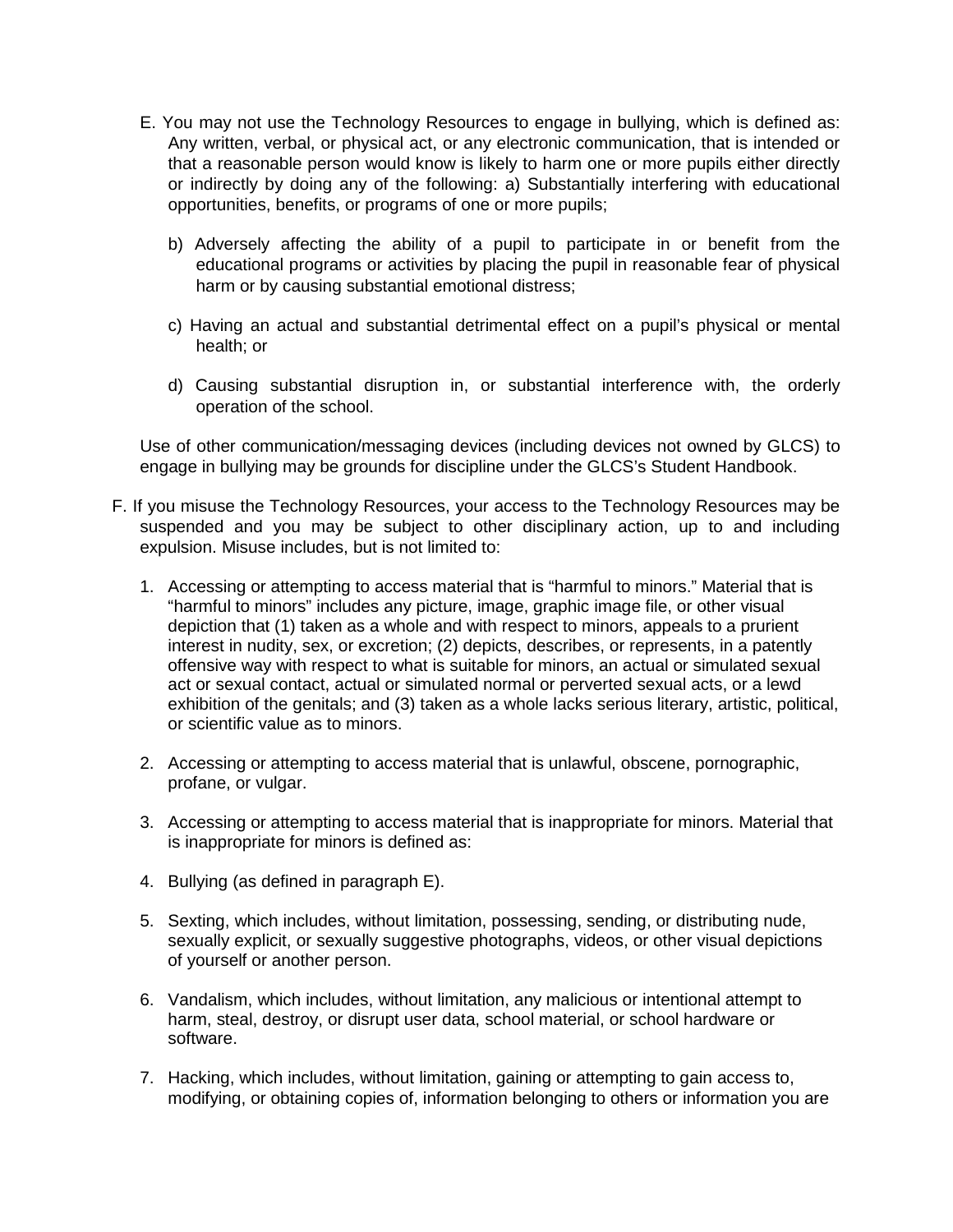E. You may not use the Technology Resources to engage in bullying, which is defined as: Any written, verbal, or physical act, or any electronic communication, that is intended or that a reasonable person would know is likely to harm one or more pupils either directly or indirectly by doing any of the following: a) Substantially interfering with educational opportunities, benefits, or programs of one or more pupils;

   b) Adversely affecting the ability of a pupil to participate in or benefit from the educational programs or activities by placing the pupil in reasonable fear of physical harm or by causing substantial emotional distress;

   c) Having an actual and substantial detrimental effect on a pupil's physical or mental health; or

   d) Causing substantial disruption in, or substantial interference with, the orderly operation of the school.

   Use of other communication/messaging devices (including devices not owned by GLCS) to engage in bullying may be grounds for discipline under the GLCS's Student Handbook.

F. If you misuse the Technology Resources, your access to the Technology Resources may be suspended and you may be subject to other disciplinary action, up to and including expulsion. Misuse includes, but is not limited to:

   1. Accessing or attempting to access material that is "harmful to minors." Material that is "harmful to minors" includes any picture, image, graphic image file, or other visual depiction that (1) taken as a whole and with respect to minors, appeals to a prurient interest in nudity, sex, or excretion; (2) depicts, describes, or represents, in a patently offensive way with respect to what is suitable for minors, an actual or simulated sexual act or sexual contact, actual or simulated normal or perverted sexual acts, or a lewd exhibition of the genitals; and (3) taken as a whole lacks serious literary, artistic, political, or scientific value as to minors.

   2. Accessing or attempting to access material that is unlawful, obscene, pornographic, profane, or vulgar.

   3. Accessing or attempting to access material that is inappropriate for minors. Material that is inappropriate for minors is defined as:

   4. Bullying (as defined in paragraph E).

   5. Sexting, which includes, without limitation, possessing, sending, or distributing nude, sexually explicit, or sexually suggestive photographs, videos, or other visual depictions of yourself or another person.

   6. Vandalism, which includes, without limitation, any malicious or intentional attempt to harm, steal, destroy, or disrupt user data, school material, or school hardware or software.

   7. Hacking, which includes, without limitation, gaining or attempting to gain access to, modifying, or obtaining copies of, information belonging to others or information you are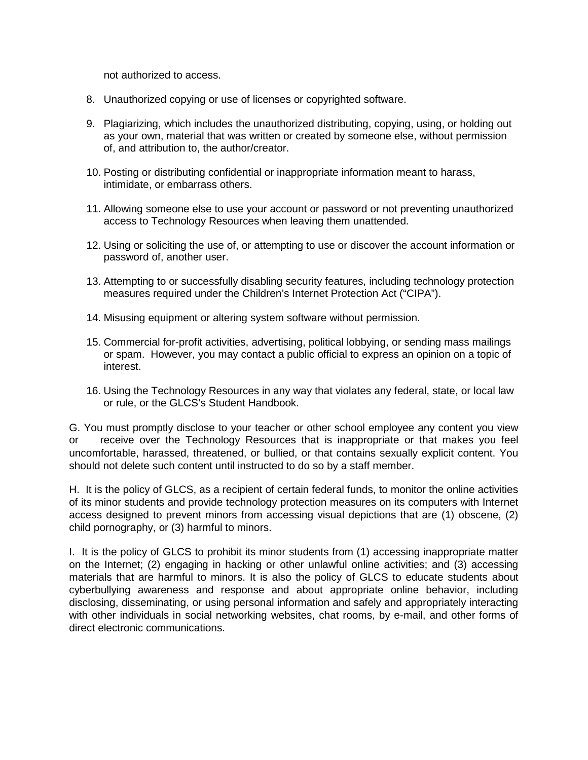not authorized to access.

8. Unauthorized copying or use of licenses or copyrighted software.

9. Plagiarizing, which includes the unauthorized distributing, copying, using, or holding out as your own, material that was written or created by someone else, without permission of, and attribution to, the author/creator.

10. Posting or distributing confidential or inappropriate information meant to harass, intimidate, or embarrass others.

11. Allowing someone else to use your account or password or not preventing unauthorized access to Technology Resources when leaving them unattended.

12. Using or soliciting the use of, or attempting to use or discover the account information or password of, another user.

13. Attempting to or successfully disabling security features, including technology protection measures required under the Children's Internet Protection Act ("CIPA").

14. Misusing equipment or altering system software without permission.

15. Commercial for-profit activities, advertising, political lobbying, or sending mass mailings or spam. However, you may contact a public official to express an opinion on a topic of interest.

16. Using the Technology Resources in any way that violates any federal, state, or local law or rule, or the GLCS's Student Handbook.

G. You must promptly disclose to your teacher or other school employee any content you view or receive over the Technology Resources that is inappropriate or that makes you feel uncomfortable, harassed, threatened, or bullied, or that contains sexually explicit content. You should not delete such content until instructed to do so by a staff member.

H. It is the policy of GLCS, as a recipient of certain federal funds, to monitor the online activities of its minor students and provide technology protection measures on its computers with Internet access designed to prevent minors from accessing visual depictions that are (1) obscene, (2) child pornography, or (3) harmful to minors.

I. It is the policy of GLCS to prohibit its minor students from (1) accessing inappropriate matter on the Internet; (2) engaging in hacking or other unlawful online activities; and (3) accessing materials that are harmful to minors. It is also the policy of GLCS to educate students about cyberbullying awareness and response and about appropriate online behavior, including disclosing, disseminating, or using personal information and safely and appropriately interacting with other individuals in social networking websites, chat rooms, by e-mail, and other forms of direct electronic communications.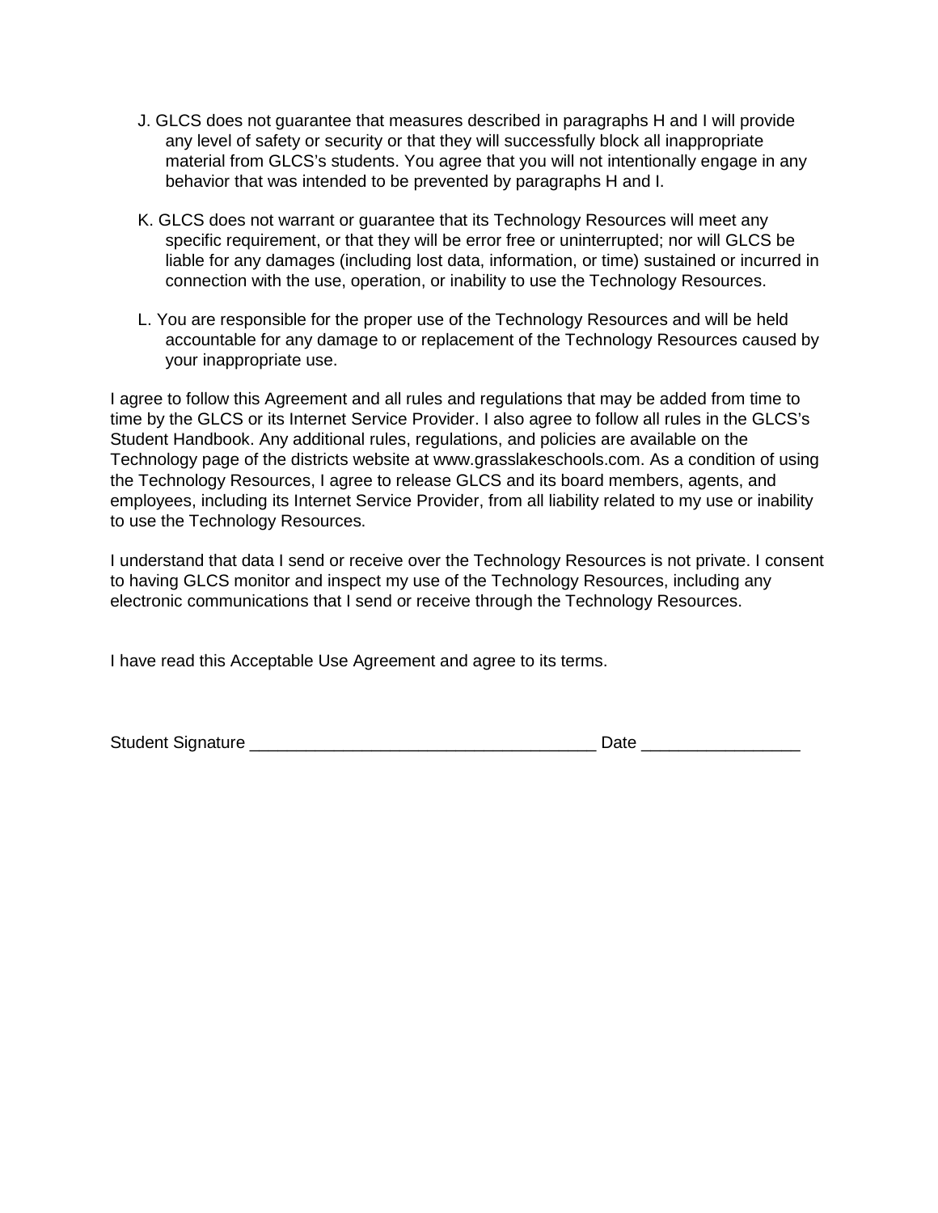J. GLCS does not guarantee that measures described in paragraphs H and I will provide any level of safety or security or that they will successfully block all inappropriate material from GLCS's students. You agree that you will not intentionally engage in any behavior that was intended to be prevented by paragraphs H and I.

K. GLCS does not warrant or guarantee that its Technology Resources will meet any specific requirement, or that they will be error free or uninterrupted; nor will GLCS be liable for any damages (including lost data, information, or time) sustained or incurred in connection with the use, operation, or inability to use the Technology Resources.

L. You are responsible for the proper use of the Technology Resources and will be held accountable for any damage to or replacement of the Technology Resources caused by your inappropriate use.

I agree to follow this Agreement and all rules and regulations that may be added from time to time by the GLCS or its Internet Service Provider. I also agree to follow all rules in the GLCS's Student Handbook. Any additional rules, regulations, and policies are available on the Technology page of the districts website at www.grasslakeschools.com. As a condition of using the Technology Resources, I agree to release GLCS and its board members, agents, and employees, including its Internet Service Provider, from all liability related to my use or inability to use the Technology Resources.

I understand that data I send or receive over the Technology Resources is not private. I consent to having GLCS monitor and inspect my use of the Technology Resources, including any electronic communications that I send or receive through the Technology Resources.

I have read this Acceptable Use Agreement and agree to its terms.

Student Signature ____________________________________ Date ________________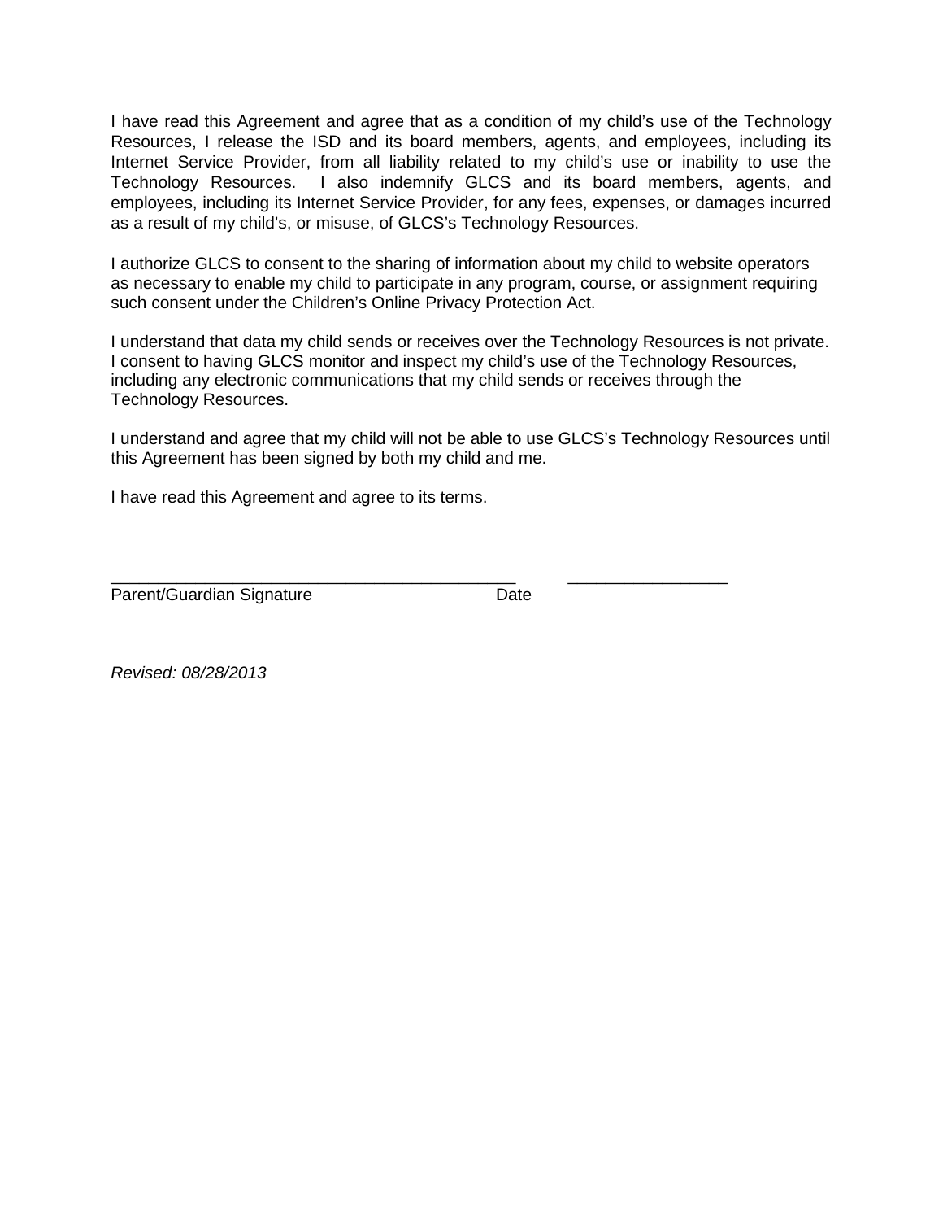I have read this Agreement and agree that as a condition of my child's use of the Technology Resources, I release the ISD and its board members, agents, and employees, including its Internet Service Provider, from all liability related to my child's use or inability to use the Technology Resources. I also indemnify GLCS and its board members, agents, and employees, including its Internet Service Provider, for any fees, expenses, or damages incurred as a result of my child's, or misuse, of GLCS's Technology Resources.

I authorize GLCS to consent to the sharing of information about my child to website operators as necessary to enable my child to participate in any program, course, or assignment requiring such consent under the Children's Online Privacy Protection Act.

I understand that data my child sends or receives over the Technology Resources is not private. I consent to having GLCS monitor and inspect my child's use of the Technology Resources, including any electronic communications that my child sends or receives through the Technology Resources.

I understand and agree that my child will not be able to use GLCS's Technology Resources until this Agreement has been signed by both my child and me.

I have read this Agreement and agree to its terms.

_____________________________________________ _________________

Parent/Guardian Signature Date

*Revised: 08/28/2013*